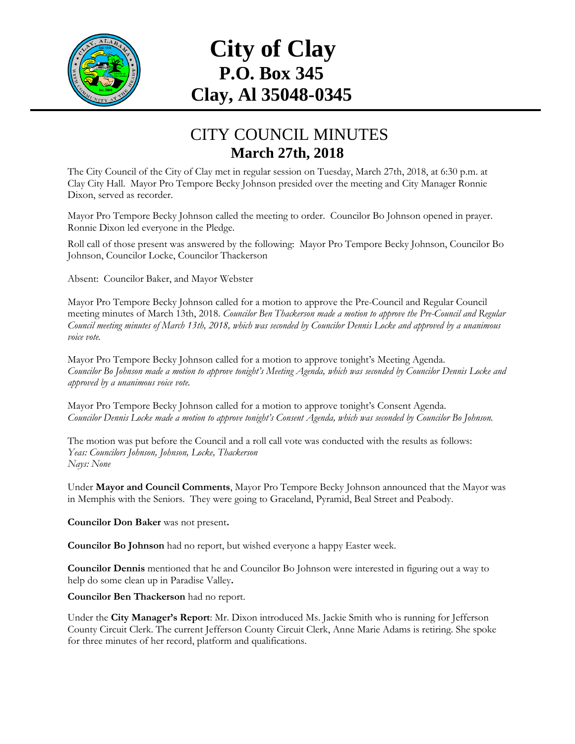# City of Clay
## P.O. Box 345
## Clay, Al 35048-0345

## CITY COUNCIL MINUTES
### March 27th, 2018

The City Council of the City of Clay met in regular session on Tuesday, March 27th, 2018, at 6:30 p.m. at Clay City Hall. Mayor Pro Tempore Becky Johnson presided over the meeting and City Manager Ronnie Dixon, served as recorder.

Mayor Pro Tempore Becky Johnson called the meeting to order. Councilor Bo Johnson opened in prayer. Ronnie Dixon led everyone in the Pledge.

Roll call of those present was answered by the following: Mayor Pro Tempore Becky Johnson, Councilor Bo Johnson, Councilor Locke, Councilor Thackerson

Absent: Councilor Baker, and Mayor Webster

Mayor Pro Tempore Becky Johnson called for a motion to approve the Pre-Council and Regular Council meeting minutes of March 13th, 2018. *Councilor Ben Thackerson made a motion to approve the Pre-Council and Regular Council meeting minutes of March 13th, 2018, which was seconded by Councilor Dennis Locke and approved by a unanimous voice vote.*

Mayor Pro Tempore Becky Johnson called for a motion to approve tonight's Meeting Agenda. *Councilor Bo Johnson made a motion to approve tonight's Meeting Agenda, which was seconded by Councilor Dennis Locke and approved by a unanimous voice vote.*

Mayor Pro Tempore Becky Johnson called for a motion to approve tonight's Consent Agenda. *Councilor Dennis Locke made a motion to approve tonight's Consent Agenda, which was seconded by Councilor Bo Johnson.*

The motion was put before the Council and a roll call vote was conducted with the results as follows:
*Yeas: Councilors Johnson, Johnson, Locke, Thackerson*
*Nays: None*

Under **Mayor and Council Comments**, Mayor Pro Tempore Becky Johnson announced that the Mayor was in Memphis with the Seniors. They were going to Graceland, Pyramid, Beal Street and Peabody.

**Councilor Don Baker** was not present**.**

**Councilor Bo Johnson** had no report, but wished everyone a happy Easter week.

**Councilor Dennis** mentioned that he and Councilor Bo Johnson were interested in figuring out a way to help do some clean up in Paradise Valley**.**

**Councilor Ben Thackerson** had no report.

Under the **City Manager's Report**: Mr. Dixon introduced Ms. Jackie Smith who is running for Jefferson County Circuit Clerk. The current Jefferson County Circuit Clerk, Anne Marie Adams is retiring. She spoke for three minutes of her record, platform and qualifications.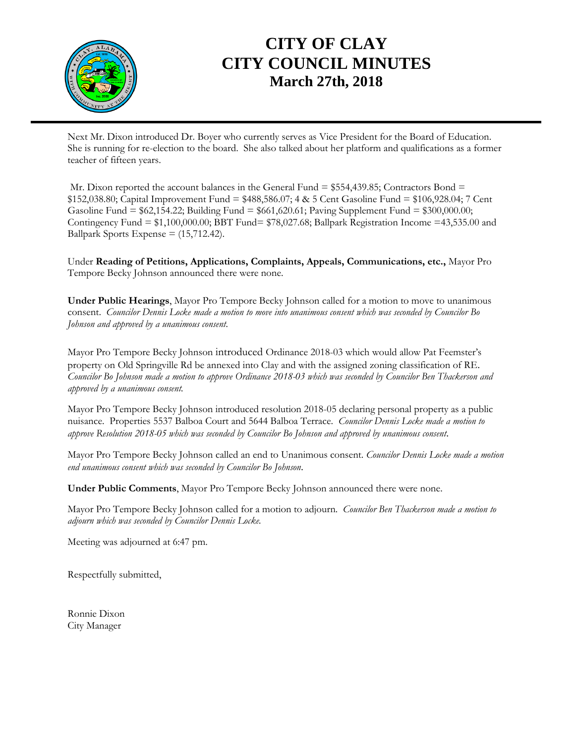# CITY OF CLAY
# CITY COUNCIL MINUTES
## March 27th, 2018

Next Mr. Dixon introduced Dr. Boyer who currently serves as Vice President for the Board of Education. She is running for re-election to the board. She also talked about her platform and qualifications as a former teacher of fifteen years.

Mr. Dixon reported the account balances in the General Fund = $554,439.85; Contractors Bond = $152,038.80; Capital Improvement Fund = $488,586.07; 4 & 5 Cent Gasoline Fund = $106,928.04; 7 Cent Gasoline Fund = $62,154.22; Building Fund = $661,620.61; Paving Supplement Fund = $300,000.00; Contingency Fund = $1,100,000.00; BBT Fund= $78,027.68; Ballpark Registration Income =43,535.00 and Ballpark Sports Expense = (15,712.42).

Under **Reading of Petitions, Applications, Complaints, Appeals, Communications, etc.,** Mayor Pro Tempore Becky Johnson announced there were none.

**Under Public Hearings**, Mayor Pro Tempore Becky Johnson called for a motion to move to unanimous consent. *Councilor Dennis Locke made a motion to move into unanimous consent which was seconded by Councilor Bo Johnson and approved by a unanimous consent.*

Mayor Pro Tempore Becky Johnson introduced Ordinance 2018-03 which would allow Pat Feemster's property on Old Springville Rd be annexed into Clay and with the assigned zoning classification of RE. *Councilor Bo Johnson made a motion to approve Ordinance 2018-03 which was seconded by Councilor Ben Thackerson and approved by a unanimous consent.*

Mayor Pro Tempore Becky Johnson introduced resolution 2018-05 declaring personal property as a public nuisance. Properties 5537 Balboa Court and 5644 Balboa Terrace. *Councilor Dennis Locke made a motion to approve Resolution 2018-05 which was seconded by Councilor Bo Johnson and approved by unanimous consent.*

Mayor Pro Tempore Becky Johnson called an end to Unanimous consent. *Councilor Dennis Locke made a motion end unanimous consent which was seconded by Councilor Bo Johnson.*

**Under Public Comments**, Mayor Pro Tempore Becky Johnson announced there were none.

Mayor Pro Tempore Becky Johnson called for a motion to adjourn. *Councilor Ben Thackerson made a motion to adjourn which was seconded by Councilor Dennis Locke.*

Meeting was adjourned at 6:47 pm.

Respectfully submitted,

Ronnie Dixon
City Manager